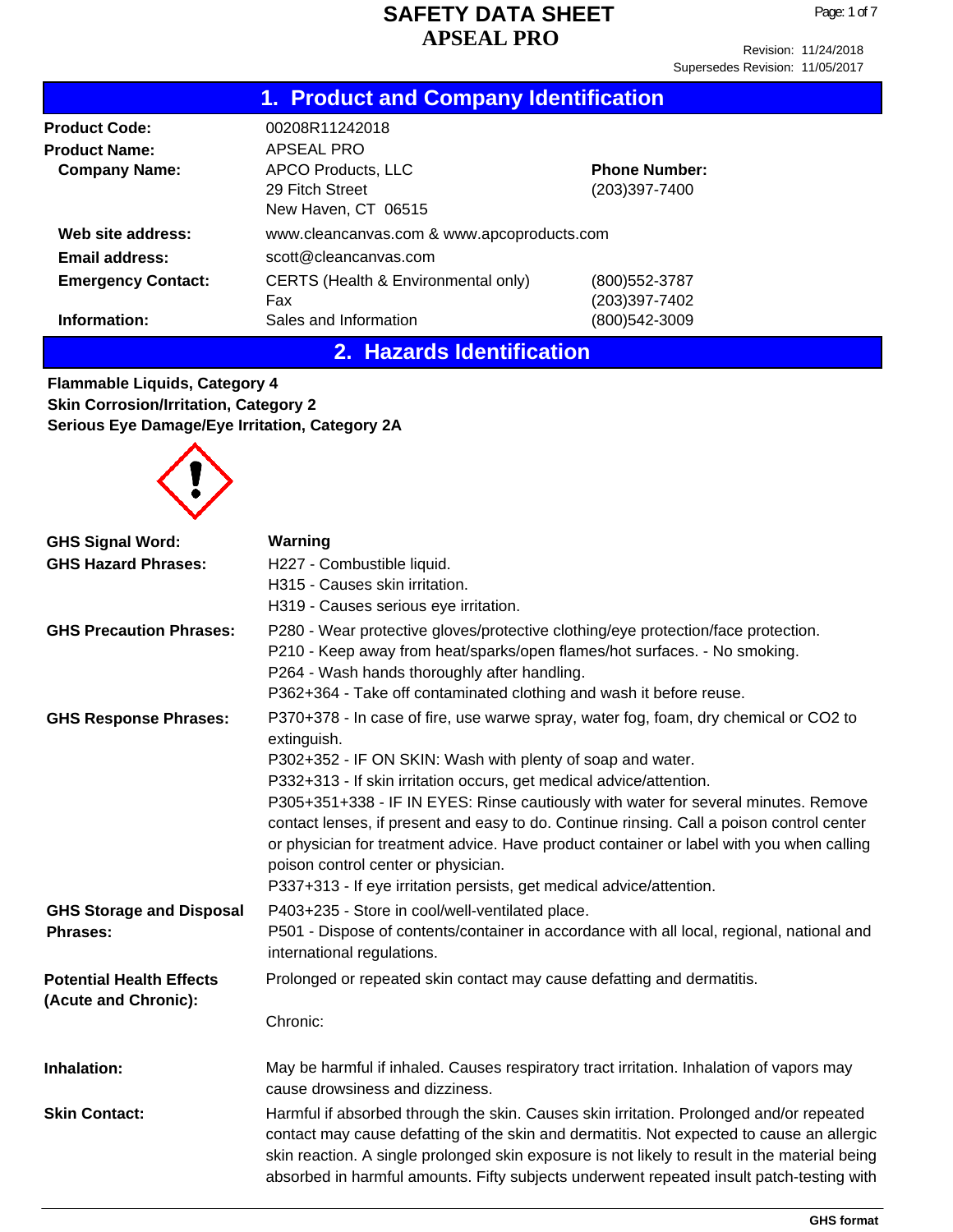# SAFETY DATA SHEET
# APSEAL PRO

Revision: 11/24/2018
Supersedes Revision: 11/05/2017

## 1. Product and Company Identification

| | | | |
|---|---|---|---|
| **Product Code:** | 00208R11242018 | | |
| **Product Name:** | APSEAL PRO | | |
| **Company Name:** | APCO Products, LLC<br>29 Fitch Street<br>New Haven, CT 06515 | **Phone Number:** | (203)397-7400 |
| **Web site address:** | www.cleancanvas.com & www.apcoproducts.com | | |
| **Email address:** | scott@cleancanvas.com | | |
| **Emergency Contact:** | CERTS (Health & Environmental only) | | (800)552-3787 |
| | Fax | | (203)397-7402 |
| **Information:** | Sales and Information | | (800)542-3009 |

## 2. Hazards Identification

**Flammable Liquids, Category 4**
**Skin Corrosion/Irritation, Category 2**
**Serious Eye Damage/Eye Irritation, Category 2A**

**GHS Signal Word:** **Warning**

**GHS Hazard Phrases:**
H227 - Combustible liquid.
H315 - Causes skin irritation.
H319 - Causes serious eye irritation.

**GHS Precaution Phrases:**
P280 - Wear protective gloves/protective clothing/eye protection/face protection.
P210 - Keep away from heat/sparks/open flames/hot surfaces. - No smoking.
P264 - Wash hands thoroughly after handling.
P362+364 - Take off contaminated clothing and wash it before reuse.

**GHS Response Phrases:**
P370+378 - In case of fire, use warwe spray, water fog, foam, dry chemical or CO2 to extinguish.
P302+352 - IF ON SKIN: Wash with plenty of soap and water.
P332+313 - If skin irritation occurs, get medical advice/attention.
P305+351+338 - IF IN EYES: Rinse cautiously with water for several minutes. Remove contact lenses, if present and easy to do. Continue rinsing. Call a poison control center or physician for treatment advice. Have product container or label with you when calling poison control center or physician.
P337+313 - If eye irritation persists, get medical advice/attention.

**GHS Storage and Disposal Phrases:**
P403+235 - Store in cool/well-ventilated place.
P501 - Dispose of contents/container in accordance with all local, regional, national and international regulations.

**Potential Health Effects (Acute and Chronic):**
Prolonged or repeated skin contact may cause defatting and dermatitis.

Chronic:

**Inhalation:**
May be harmful if inhaled. Causes respiratory tract irritation. Inhalation of vapors may cause drowsiness and dizziness.

**Skin Contact:**
Harmful if absorbed through the skin. Causes skin irritation. Prolonged and/or repeated contact may cause defatting of the skin and dermatitis. Not expected to cause an allergic skin reaction. A single prolonged skin exposure is not likely to result in the material being absorbed in harmful amounts. Fifty subjects underwent repeated insult patch-testing with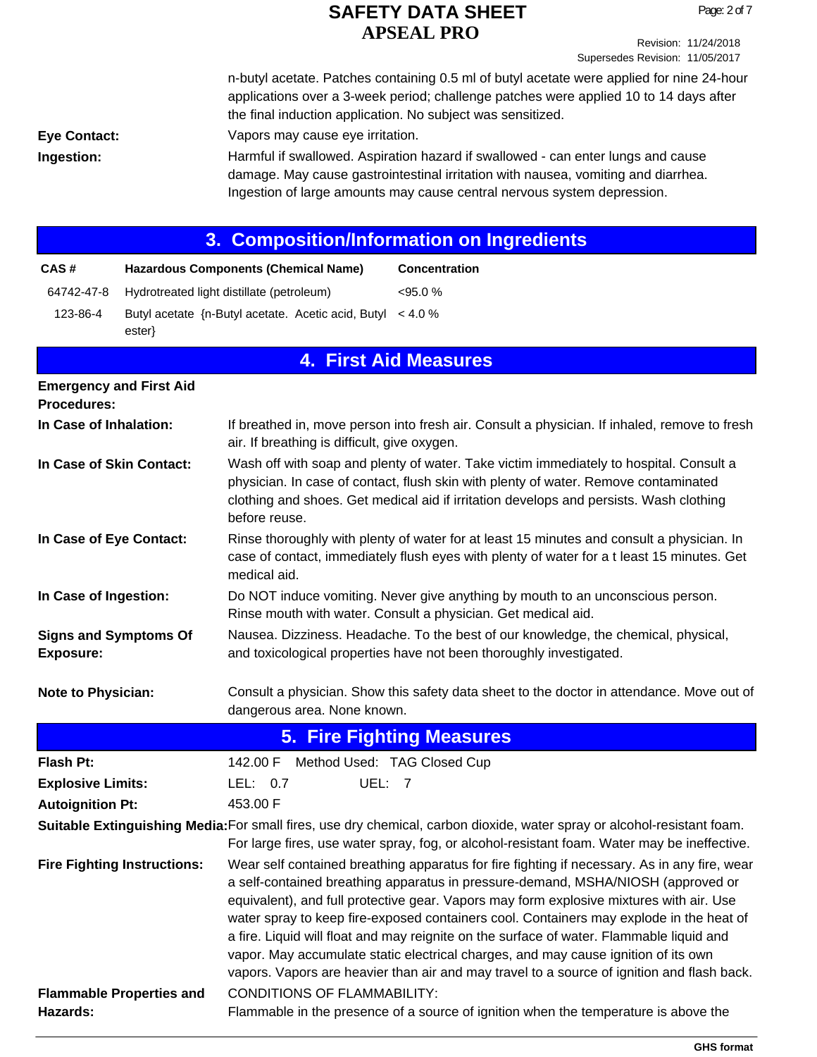n-butyl acetate. Patches containing 0.5 ml of butyl acetate were applied for nine 24-hour applications over a 3-week period; challenge patches were applied 10 to 14 days after the final induction application. No subject was sensitized.

**Eye Contact:** Vapors may cause eye irritation.

**Ingestion:** Harmful if swallowed. Aspiration hazard if swallowed - can enter lungs and cause damage. May cause gastrointestinal irritation with nausea, vomiting and diarrhea. Ingestion of large amounts may cause central nervous system depression.

## 3. Composition/Information on Ingredients

| CAS # | Hazardous Components (Chemical Name) | Concentration |
|---|---|---|
| 64742-47-8 | Hydrotreated light distillate (petroleum) | <95.0 % |
| 123-86-4 | Butyl acetate {n-Butyl acetate. Acetic acid, Butyl ester} | < 4.0 % |

## 4. First Aid Measures

**Emergency and First Aid Procedures:**

**In Case of Inhalation:** If breathed in, move person into fresh air. Consult a physician. If inhaled, remove to fresh air. If breathing is difficult, give oxygen.

**In Case of Skin Contact:** Wash off with soap and plenty of water. Take victim immediately to hospital. Consult a physician. In case of contact, flush skin with plenty of water. Remove contaminated clothing and shoes. Get medical aid if irritation develops and persists. Wash clothing before reuse.

**In Case of Eye Contact:** Rinse thoroughly with plenty of water for at least 15 minutes and consult a physician. In case of contact, immediately flush eyes with plenty of water for a t least 15 minutes. Get medical aid.

**In Case of Ingestion:** Do NOT induce vomiting. Never give anything by mouth to an unconscious person. Rinse mouth with water. Consult a physician. Get medical aid.

**Signs and Symptoms Of Exposure:** Nausea. Dizziness. Headache. To the best of our knowledge, the chemical, physical, and toxicological properties have not been thoroughly investigated.

**Note to Physician:** Consult a physician. Show this safety data sheet to the doctor in attendance. Move out of dangerous area. None known.

## 5. Fire Fighting Measures

**Flash Pt:** 142.00 F Method Used: TAG Closed Cup

**Explosive Limits:** LEL: 0.7 UEL: 7

**Autoignition Pt:** 453.00 F

**Suitable Extinguishing Media:** For small fires, use dry chemical, carbon dioxide, water spray or alcohol-resistant foam. For large fires, use water spray, fog, or alcohol-resistant foam. Water may be ineffective.

**Fire Fighting Instructions:** Wear self contained breathing apparatus for fire fighting if necessary. As in any fire, wear a self-contained breathing apparatus in pressure-demand, MSHA/NIOSH (approved or equivalent), and full protective gear. Vapors may form explosive mixtures with air. Use water spray to keep fire-exposed containers cool. Containers may explode in the heat of a fire. Liquid will float and may reignite on the surface of water. Flammable liquid and vapor. May accumulate static electrical charges, and may cause ignition of its own vapors. Vapors are heavier than air and may travel to a source of ignition and flash back.

**Flammable Properties and Hazards:** CONDITIONS OF FLAMMABILITY:
Flammable in the presence of a source of ignition when the temperature is above the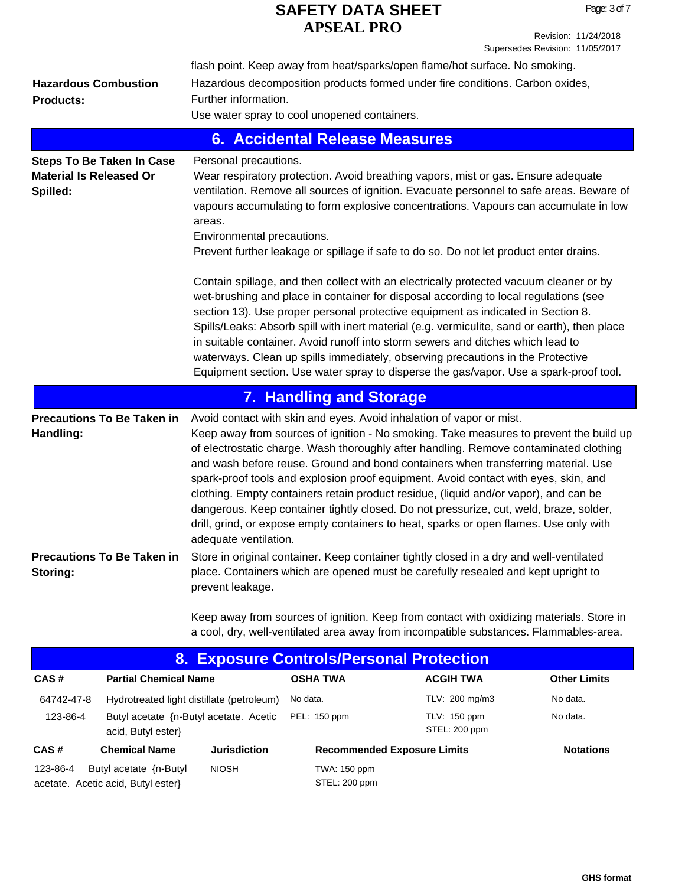flash point. Keep away from heat/sparks/open flame/hot surface. No smoking.

**Hazardous Combustion Products:** Hazardous decomposition products formed under fire conditions. Carbon oxides, Further information.
Use water spray to cool unopened containers.

## 6. Accidental Release Measures

**Steps To Be Taken In Case Material Is Released Or Spilled:**

Personal precautions.
Wear respiratory protection. Avoid breathing vapors, mist or gas. Ensure adequate ventilation. Remove all sources of ignition. Evacuate personnel to safe areas. Beware of vapours accumulating to form explosive concentrations. Vapours can accumulate in low areas.
Environmental precautions.
Prevent further leakage or spillage if safe to do so. Do not let product enter drains.

Contain spillage, and then collect with an electrically protected vacuum cleaner or by wet-brushing and place in container for disposal according to local regulations (see section 13). Use proper personal protective equipment as indicated in Section 8.
Spills/Leaks: Absorb spill with inert material (e.g. vermiculite, sand or earth), then place in suitable container. Avoid runoff into storm sewers and ditches which lead to waterways. Clean up spills immediately, observing precautions in the Protective Equipment section. Use water spray to disperse the gas/vapor. Use a spark-proof tool.

## 7. Handling and Storage

**Precautions To Be Taken in Handling:**

Avoid contact with skin and eyes. Avoid inhalation of vapor or mist.
Keep away from sources of ignition - No smoking. Take measures to prevent the build up of electrostatic charge. Wash thoroughly after handling. Remove contaminated clothing and wash before reuse. Ground and bond containers when transferring material. Use spark-proof tools and explosion proof equipment. Avoid contact with eyes, skin, and clothing. Empty containers retain product residue, (liquid and/or vapor), and can be dangerous. Keep container tightly closed. Do not pressurize, cut, weld, braze, solder, drill, grind, or expose empty containers to heat, sparks or open flames. Use only with adequate ventilation.

**Precautions To Be Taken in Storing:**

Store in original container. Keep container tightly closed in a dry and well-ventilated place. Containers which are opened must be carefully resealed and kept upright to prevent leakage.

Keep away from sources of ignition. Keep from contact with oxidizing materials. Store in a cool, dry, well-ventilated area away from incompatible substances. Flammables-area.

## 8. Exposure Controls/Personal Protection

| CAS # | Partial Chemical Name | OSHA TWA | ACGIH TWA | Other Limits |
|---|---|---|---|---|
| 64742-47-8 | Hydrotreated light distillate (petroleum) | No data. | TLV: 200 mg/m3 | No data. |
| 123-86-4 | Butyl acetate {n-Butyl acetate. Acetic acid, Butyl ester} | PEL: 150 ppm | TLV: 150 ppm<br>STEL: 200 ppm | No data. |

| CAS # | Chemical Name | Jurisdiction | Recommended Exposure Limits | Notations |
|---|---|---|---|---|
| 123-86-4 | Butyl acetate {n-Butyl acetate. Acetic acid, Butyl ester} | NIOSH | TWA: 150 ppm<br>STEL: 200 ppm | |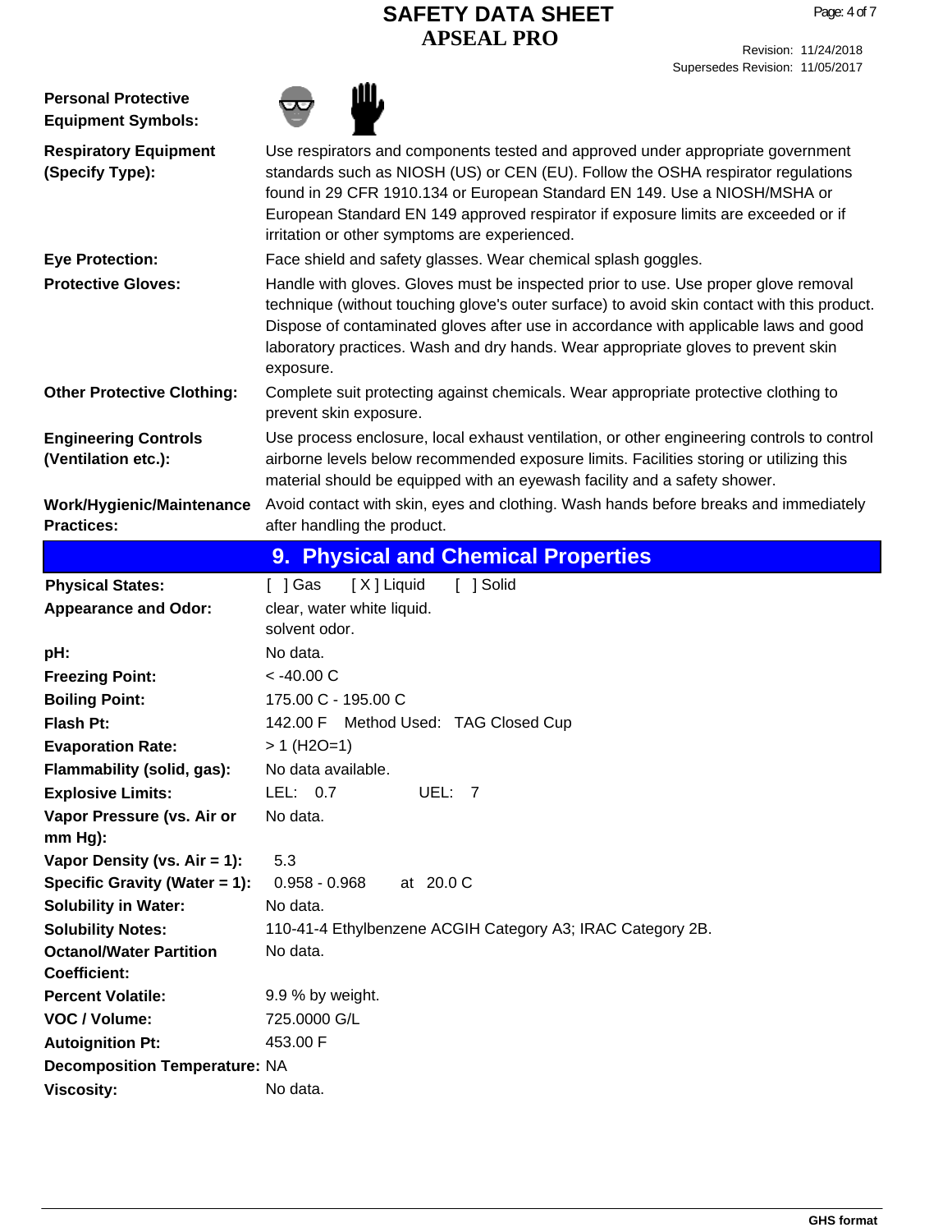| | |
|---|---|
| **Personal Protective Equipment Symbols:** | |
| **Respiratory Equipment (Specify Type):** | Use respirators and components tested and approved under appropriate government standards such as NIOSH (US) or CEN (EU). Follow the OSHA respirator regulations found in 29 CFR 1910.134 or European Standard EN 149. Use a NIOSH/MSHA or European Standard EN 149 approved respirator if exposure limits are exceeded or if irritation or other symptoms are experienced. |
| **Eye Protection:** | Face shield and safety glasses. Wear chemical splash goggles. |
| **Protective Gloves:** | Handle with gloves. Gloves must be inspected prior to use. Use proper glove removal technique (without touching glove's outer surface) to avoid skin contact with this product. Dispose of contaminated gloves after use in accordance with applicable laws and good laboratory practices. Wash and dry hands. Wear appropriate gloves to prevent skin exposure. |
| **Other Protective Clothing:** | Complete suit protecting against chemicals. Wear appropriate protective clothing to prevent skin exposure. |
| **Engineering Controls (Ventilation etc.):** | Use process enclosure, local exhaust ventilation, or other engineering controls to control airborne levels below recommended exposure limits. Facilities storing or utilizing this material should be equipped with an eyewash facility and a safety shower. |
| **Work/Hygienic/Maintenance Practices:** | Avoid contact with skin, eyes and clothing. Wash hands before breaks and immediately after handling the product. |

## 9. Physical and Chemical Properties

| | |
|---|---|
| **Physical States:** | [ ] Gas [ X ] Liquid [ ] Solid |
| **Appearance and Odor:** | clear, water white liquid. solvent odor. |
| **pH:** | No data. |
| **Freezing Point:** | < -40.00 C |
| **Boiling Point:** | 175.00 C - 195.00 C |
| **Flash Pt:** | 142.00 F Method Used: TAG Closed Cup |
| **Evaporation Rate:** | > 1 (H2O=1) |
| **Flammability (solid, gas):** | No data available. |
| **Explosive Limits:** | LEL: 0.7 UEL: 7 |
| **Vapor Pressure (vs. Air or mm Hg):** | No data. |
| **Vapor Density (vs. Air = 1):** | 5.3 |
| **Specific Gravity (Water = 1):** | 0.958 - 0.968 at 20.0 C |
| **Solubility in Water:** | No data. |
| **Solubility Notes:** | 110-41-4 Ethylbenzene ACGIH Category A3; IRAC Category 2B. |
| **Octanol/Water Partition Coefficient:** | No data. |
| **Percent Volatile:** | 9.9 % by weight. |
| **VOC / Volume:** | 725.0000 G/L |
| **Autoignition Pt:** | 453.00 F |
| **Decomposition Temperature:** | NA |
| **Viscosity:** | No data. |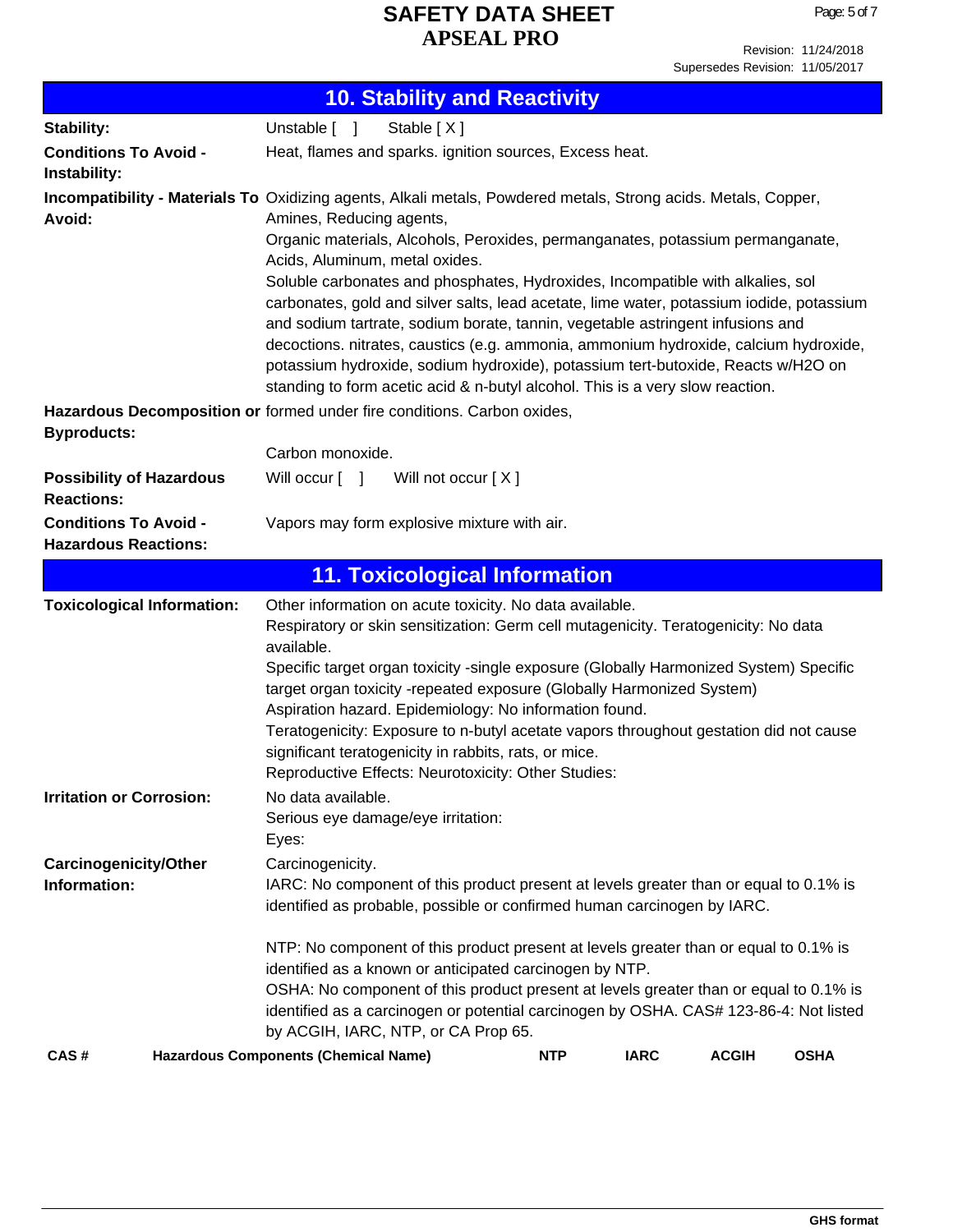## 10. Stability and Reactivity

**Stability:** Unstable [ ] Stable [ X ]

**Conditions To Avoid - Instability:** Heat, flames and sparks. ignition sources, Excess heat.

**Incompatibility - Materials To Avoid:** Oxidizing agents, Alkali metals, Powdered metals, Strong acids. Metals, Copper, Amines, Reducing agents,
Organic materials, Alcohols, Peroxides, permanganates, potassium permanganate, Acids, Aluminum, metal oxides.
Soluble carbonates and phosphates, Hydroxides, Incompatible with alkalies, sol carbonates, gold and silver salts, lead acetate, lime water, potassium iodide, potassium and sodium tartrate, sodium borate, tannin, vegetable astringent infusions and decoctions. nitrates, caustics (e.g. ammonia, ammonium hydroxide, calcium hydroxide, potassium hydroxide, sodium hydroxide), potassium tert-butoxide, Reacts w/H2O on standing to form acetic acid & n-butyl alcohol. This is a very slow reaction.

**Hazardous Decomposition or Byproducts:** formed under fire conditions. Carbon oxides,

Carbon monoxide.

**Possibility of Hazardous Reactions:** Will occur [ ] Will not occur [ X ]

**Conditions To Avoid - Hazardous Reactions:** Vapors may form explosive mixture with air.

## 11. Toxicological Information

**Toxicological Information:** Other information on acute toxicity. No data available.
Respiratory or skin sensitization: Germ cell mutagenicity. Teratogenicity: No data available.
Specific target organ toxicity -single exposure (Globally Harmonized System) Specific target organ toxicity -repeated exposure (Globally Harmonized System)
Aspiration hazard. Epidemiology: No information found.
Teratogenicity: Exposure to n-butyl acetate vapors throughout gestation did not cause significant teratogenicity in rabbits, rats, or mice.
Reproductive Effects: Neurotoxicity: Other Studies:

**Irritation or Corrosion:** No data available.
Serious eye damage/eye irritation:
Eyes:

**Carcinogenicity/Other Information:** Carcinogenicity.
IARC: No component of this product present at levels greater than or equal to 0.1% is identified as probable, possible or confirmed human carcinogen by IARC.

NTP: No component of this product present at levels greater than or equal to 0.1% is identified as a known or anticipated carcinogen by NTP.
OSHA: No component of this product present at levels greater than or equal to 0.1% is identified as a carcinogen or potential carcinogen by OSHA. CAS# 123-86-4: Not listed by ACGIH, IARC, NTP, or CA Prop 65.

| CAS # | Hazardous Components (Chemical Name) | NTP | IARC | ACGIH | OSHA |
|---|---|---|---|---|---|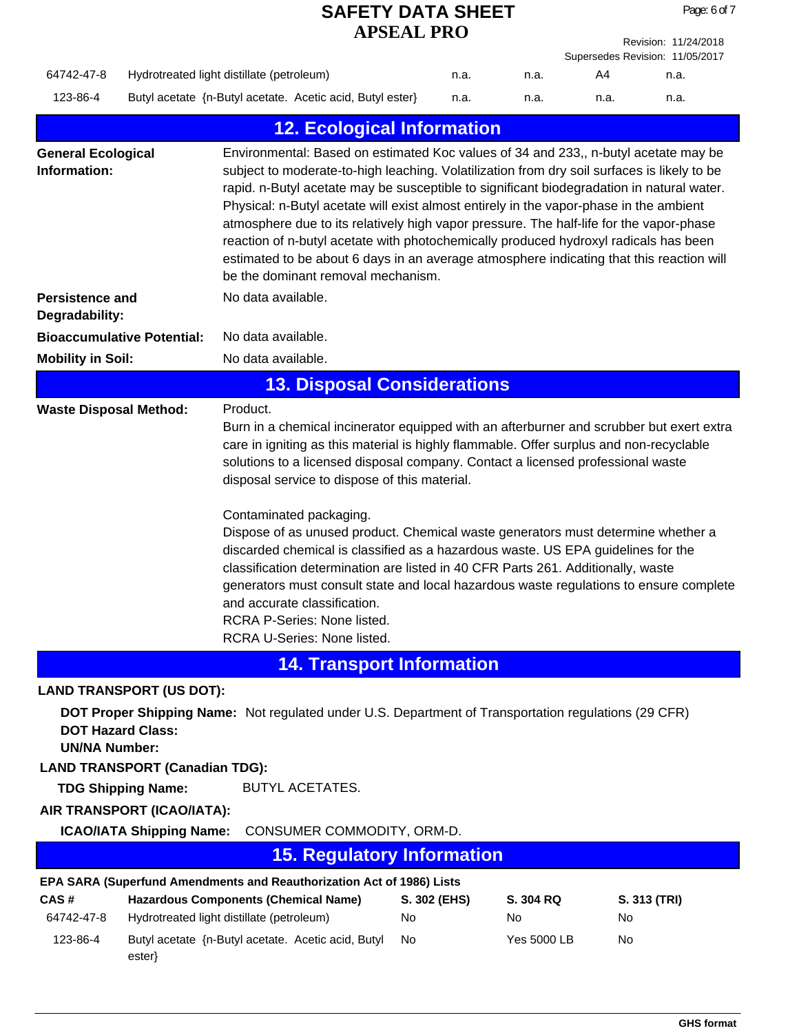| | | | | | |
|---|---|---|---|---|---|
| 64742-47-8 | Hydrotreated light distillate (petroleum) | n.a. | n.a. | A4 | n.a. |
| 123-86-4 | Butyl acetate {n-Butyl acetate. Acetic acid, Butyl ester} | n.a. | n.a. | n.a. | n.a. |

## 12. Ecological Information

**General Ecological Information:** Environmental: Based on estimated Koc values of 34 and 233,, n-butyl acetate may be subject to moderate-to-high leaching. Volatilization from dry soil surfaces is likely to be rapid. n-Butyl acetate may be susceptible to significant biodegradation in natural water. Physical: n-Butyl acetate will exist almost entirely in the vapor-phase in the ambient atmosphere due to its relatively high vapor pressure. The half-life for the vapor-phase reaction of n-butyl acetate with photochemically produced hydroxyl radicals has been estimated to be about 6 days in an average atmosphere indicating that this reaction will be the dominant removal mechanism.

**Persistence and Degradability:** No data available.

**Bioaccumulative Potential:** No data available.

**Mobility in Soil:** No data available.

## 13. Disposal Considerations

**Waste Disposal Method:** Product.

Burn in a chemical incinerator equipped with an afterburner and scrubber but exert extra care in igniting as this material is highly flammable. Offer surplus and non-recyclable solutions to a licensed disposal company. Contact a licensed professional waste disposal service to dispose of this material.

Contaminated packaging.

Dispose of as unused product. Chemical waste generators must determine whether a discarded chemical is classified as a hazardous waste. US EPA guidelines for the classification determination are listed in 40 CFR Parts 261. Additionally, waste generators must consult state and local hazardous waste regulations to ensure complete and accurate classification.

RCRA P-Series: None listed.

RCRA U-Series: None listed.

## 14. Transport Information

**LAND TRANSPORT (US DOT):**

**DOT Proper Shipping Name:** Not regulated under U.S. Department of Transportation regulations (29 CFR)

**DOT Hazard Class:**

**UN/NA Number:**

**LAND TRANSPORT (Canadian TDG):**

**TDG Shipping Name:** BUTYL ACETATES.

**AIR TRANSPORT (ICAO/IATA):**

**ICAO/IATA Shipping Name:** CONSUMER COMMODITY, ORM-D.

## 15. Regulatory Information

**EPA SARA (Superfund Amendments and Reauthorization Act of 1986) Lists**

| CAS # | Hazardous Components (Chemical Name) | S. 302 (EHS) | S. 304 RQ | S. 313 (TRI) |
|---|---|---|---|---|
| 64742-47-8 | Hydrotreated light distillate (petroleum) | No | No | No |
| 123-86-4 | Butyl acetate {n-Butyl acetate. Acetic acid, Butyl ester} | No | Yes 5000 LB | No |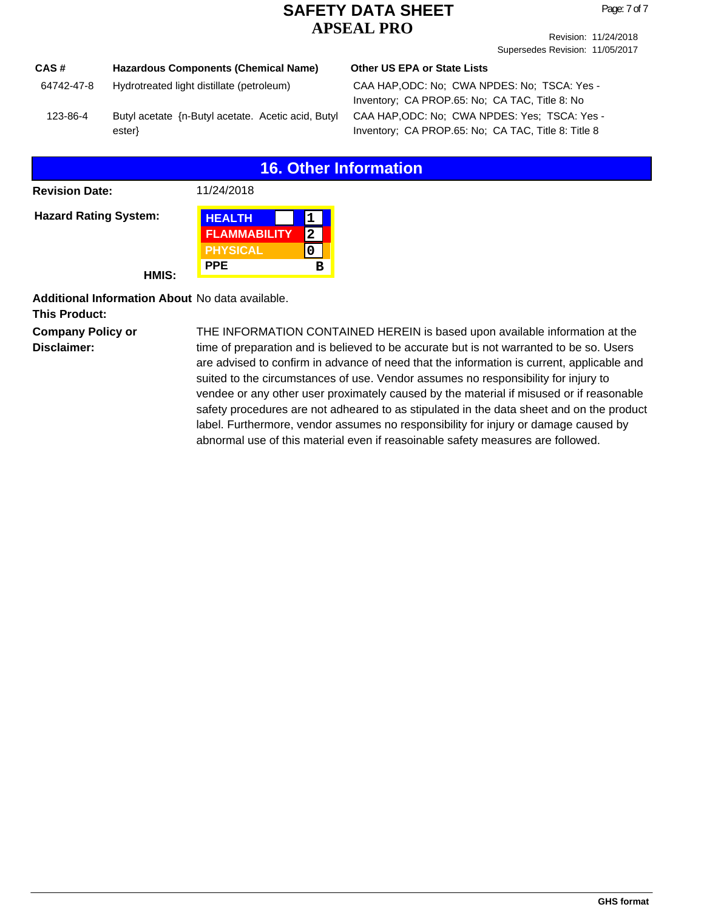| CAS # | Hazardous Components (Chemical Name) | Other US EPA or State Lists |
| --- | --- | --- |
| 64742-47-8 | Hydrotreated light distillate (petroleum) | CAA HAP,ODC: No; CWA NPDES: No; TSCA: Yes - Inventory; CA PROP.65: No; CA TAC, Title 8: No |
| 123-86-4 | Butyl acetate {n-Butyl acetate. Acetic acid, Butyl ester} | CAA HAP,ODC: No; CWA NPDES: Yes; TSCA: Yes - Inventory; CA PROP.65: No; CA TAC, Title 8: Title 8 |

## 16. Other Information

**Revision Date:** 11/24/2018

**Hazard Rating System:**

**HMIS:**

| | |
| --- | --- |
| HEALTH | 1 |
| FLAMMABILITY | 2 |
| PHYSICAL | 0 |
| PPE | B |

**Additional Information About This Product:** No data available.

**Company Policy or Disclaimer:** THE INFORMATION CONTAINED HEREIN is based upon available information at the time of preparation and is believed to be accurate but is not warranted to be so. Users are advised to confirm in advance of need that the information is current, applicable and suited to the circumstances of use. Vendor assumes no responsibility for injury to vendee or any other user proximately caused by the material if misused or if reasonable safety procedures are not adheared to as stipulated in the data sheet and on the product label. Furthermore, vendor assumes no responsibility for injury or damage caused by abnormal use of this material even if reasoinable safety measures are followed.